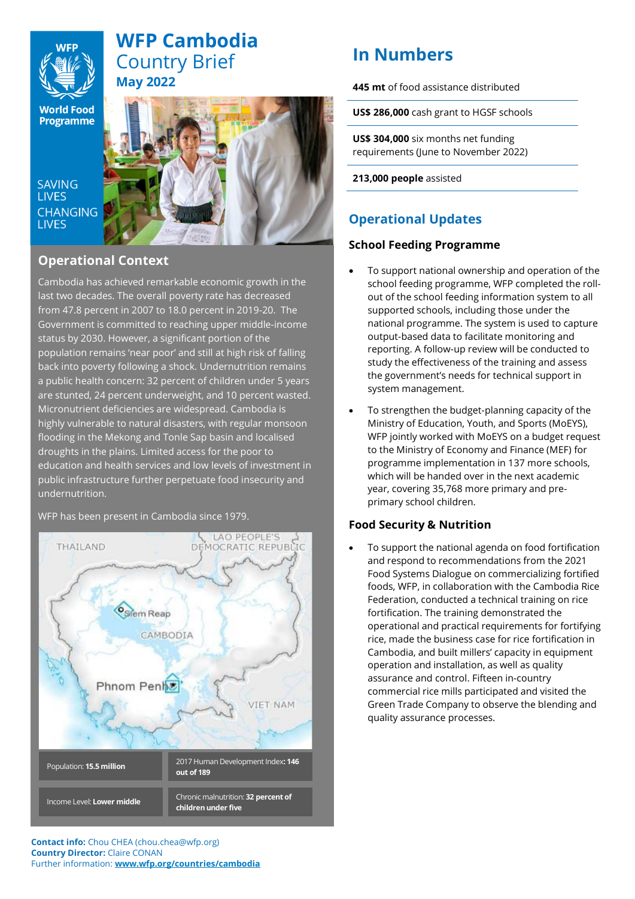# WFP Cambodia Country Brief

**May 2022**

SAVING LIVES CHANGING LIVES

## Operational Context

Cambodia has achieved remarkable economic growth in the last two decades. The overall poverty rate has decreased from 47.8 percent in 2007 to 18.0 percent in 2019-20. The Government is committed to reaching upper middle-income status by 2030. However, a significant portion of the population remains 'near poor' and still at high risk of falling back into poverty following a shock. Undernutrition remains a public health concern: 32 percent of children under 5 years are stunted, 24 percent underweight, and 10 percent wasted. Micronutrient deficiencies are widespread. Cambodia is highly vulnerable to natural disasters, with regular monsoon flooding in the Mekong and Tonle Sap basin and localised droughts in the plains. Limited access for the poor to education and health services and low levels of investment in public infrastructure further perpetuate food insecurity and undernutrition.

WFP has been present in Cambodia since 1979.

| | |
|---|---|
| Population: **15.5 million** | 2017 Human Development Index: **146 out of 189** |
| Income Level: **Lower middle** | Chronic malnutrition: **32 percent of children under five** |

**Contact info:** Chou CHEA (chou.chea@wfp.org)
**Country Director:** Claire CONAN
Further information: **www.wfp.org/countries/cambodia**

## In Numbers

**445 mt** of food assistance distributed

**US$ 286,000** cash grant to HGSF schools

**US$ 304,000** six months net funding requirements (June to November 2022)

**213,000 people** assisted

## Operational Updates

### School Feeding Programme

- To support national ownership and operation of the school feeding programme, WFP completed the roll-out of the school feeding information system to all supported schools, including those under the national programme. The system is used to capture output-based data to facilitate monitoring and reporting. A follow-up review will be conducted to study the effectiveness of the training and assess the government's needs for technical support in system management.
- To strengthen the budget-planning capacity of the Ministry of Education, Youth, and Sports (MoEYS), WFP jointly worked with MoEYS on a budget request to the Ministry of Economy and Finance (MEF) for programme implementation in 137 more schools, which will be handed over in the next academic year, covering 35,768 more primary and pre-primary school children.

### Food Security & Nutrition

- To support the national agenda on food fortification and respond to recommendations from the 2021 Food Systems Dialogue on commercializing fortified foods, WFP, in collaboration with the Cambodia Rice Federation, conducted a technical training on rice fortification. The training demonstrated the operational and practical requirements for fortifying rice, made the business case for rice fortification in Cambodia, and built millers' capacity in equipment operation and installation, as well as quality assurance and control. Fifteen in-country commercial rice mills participated and visited the Green Trade Company to observe the blending and quality assurance processes.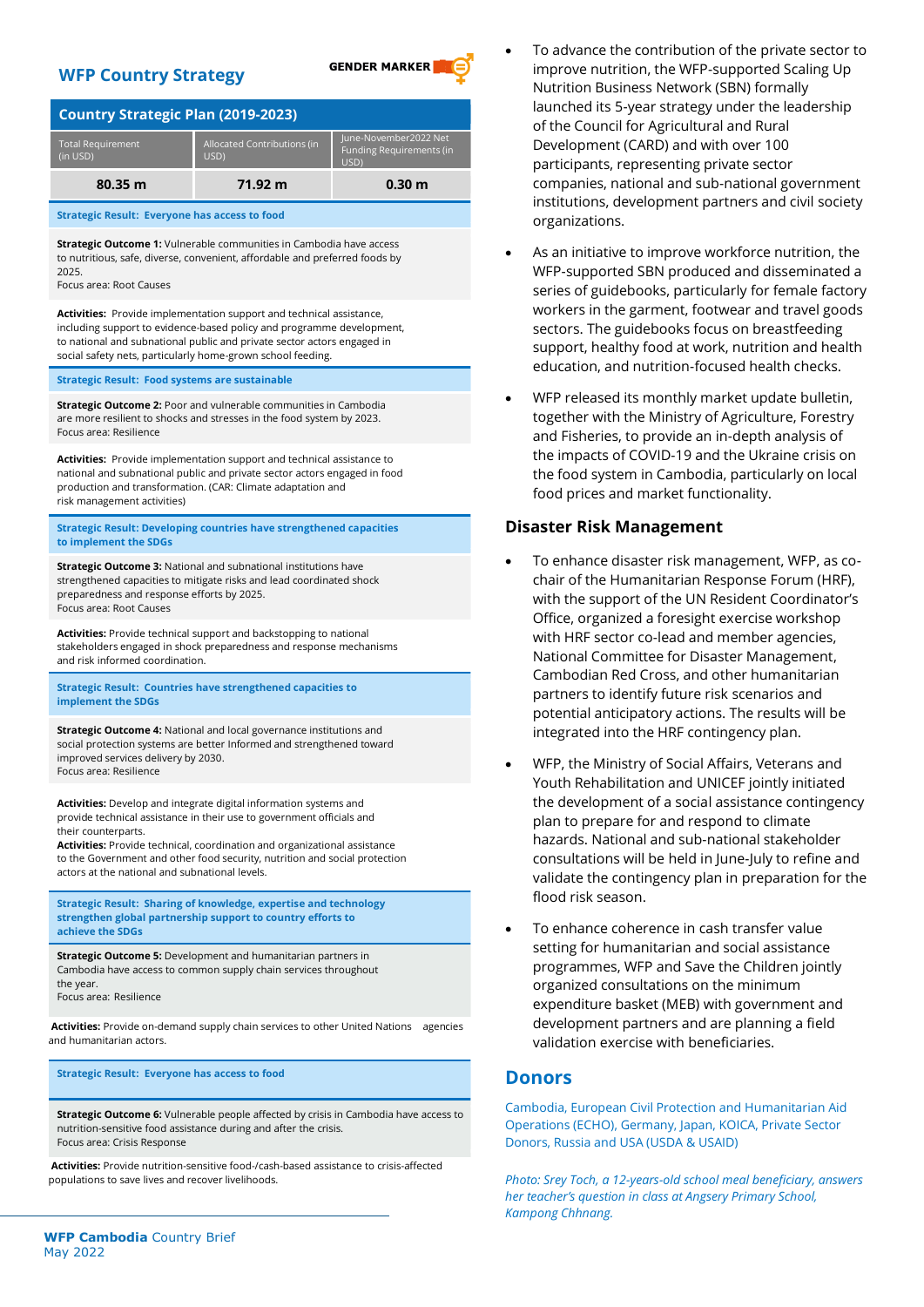## WFP Country Strategy

GENDER MARKER

| Country Strategic Plan (2019-2023) | | |
|---|---|---|
| Total Requirement (in USD) | Allocated Contributions (in USD) | June-November2022 Net Funding Requirements (in USD) |
| **80.35 m** | **71.92 m** | **0.30 m** |

**Strategic Result: Everyone has access to food**

**Strategic Outcome 1:** Vulnerable communities in Cambodia have access to nutritious, safe, diverse, convenient, affordable and preferred foods by 2025.
Focus area: Root Causes

**Activities:** Provide implementation support and technical assistance, including support to evidence-based policy and programme development, to national and subnational public and private sector actors engaged in social safety nets, particularly home-grown school feeding.

**Strategic Result: Food systems are sustainable**

**Strategic Outcome 2:** Poor and vulnerable communities in Cambodia are more resilient to shocks and stresses in the food system by 2023.
Focus area: Resilience

**Activities:** Provide implementation support and technical assistance to national and subnational public and private sector actors engaged in food production and transformation. (CAR: Climate adaptation and risk management activities)

**Strategic Result: Developing countries have strengthened capacities to implement the SDGs**

**Strategic Outcome 3:** National and subnational institutions have strengthened capacities to mitigate risks and lead coordinated shock preparedness and response efforts by 2025.
Focus area: Root Causes

**Activities:** Provide technical support and backstopping to national stakeholders engaged in shock preparedness and response mechanisms and risk informed coordination.

**Strategic Result: Countries have strengthened capacities to implement the SDGs**

**Strategic Outcome 4:** National and local governance institutions and social protection systems are better Informed and strengthened toward improved services delivery by 2030.
Focus area: Resilience

**Activities:** Develop and integrate digital information systems and provide technical assistance in their use to government officials and their counterparts.
**Activities:** Provide technical, coordination and organizational assistance to the Government and other food security, nutrition and social protection actors at the national and subnational levels.

**Strategic Result: Sharing of knowledge, expertise and technology strengthen global partnership support to country efforts to achieve the SDGs**

**Strategic Outcome 5:** Development and humanitarian partners in Cambodia have access to common supply chain services throughout the year.
Focus area: Resilience

**Activities:** Provide on-demand supply chain services to other United Nations agencies and humanitarian actors.

**Strategic Result: Everyone has access to food**

**Strategic Outcome 6:** Vulnerable people affected by crisis in Cambodia have access to nutrition-sensitive food assistance during and after the crisis.
Focus area: Crisis Response

**Activities:** Provide nutrition-sensitive food-/cash-based assistance to crisis-affected populations to save lives and recover livelihoods.

- To advance the contribution of the private sector to improve nutrition, the WFP-supported Scaling Up Nutrition Business Network (SBN) formally launched its 5-year strategy under the leadership of the Council for Agricultural and Rural Development (CARD) and with over 100 participants, representing private sector companies, national and sub-national government institutions, development partners and civil society organizations.
- As an initiative to improve workforce nutrition, the WFP-supported SBN produced and disseminated a series of guidebooks, particularly for female factory workers in the garment, footwear and travel goods sectors. The guidebooks focus on breastfeeding support, healthy food at work, nutrition and health education, and nutrition-focused health checks.
- WFP released its monthly market update bulletin, together with the Ministry of Agriculture, Forestry and Fisheries, to provide an in-depth analysis of the impacts of COVID-19 and the Ukraine crisis on the food system in Cambodia, particularly on local food prices and market functionality.

## Disaster Risk Management

- To enhance disaster risk management, WFP, as co-chair of the Humanitarian Response Forum (HRF), with the support of the UN Resident Coordinator's Office, organized a foresight exercise workshop with HRF sector co-lead and member agencies, National Committee for Disaster Management, Cambodian Red Cross, and other humanitarian partners to identify future risk scenarios and potential anticipatory actions. The results will be integrated into the HRF contingency plan.
- WFP, the Ministry of Social Affairs, Veterans and Youth Rehabilitation and UNICEF jointly initiated the development of a social assistance contingency plan to prepare for and respond to climate hazards. National and sub-national stakeholder consultations will be held in June-July to refine and validate the contingency plan in preparation for the flood risk season.
- To enhance coherence in cash transfer value setting for humanitarian and social assistance programmes, WFP and Save the Children jointly organized consultations on the minimum expenditure basket (MEB) with government and development partners and are planning a field validation exercise with beneficiaries.

## Donors

Cambodia, European Civil Protection and Humanitarian Aid Operations (ECHO), Germany, Japan, KOICA, Private Sector Donors, Russia and USA (USDA & USAID)

*Photo: Srey Toch, a 12-years-old school meal beneficiary, answers her teacher's question in class at Angsery Primary School, Kampong Chhnang.*